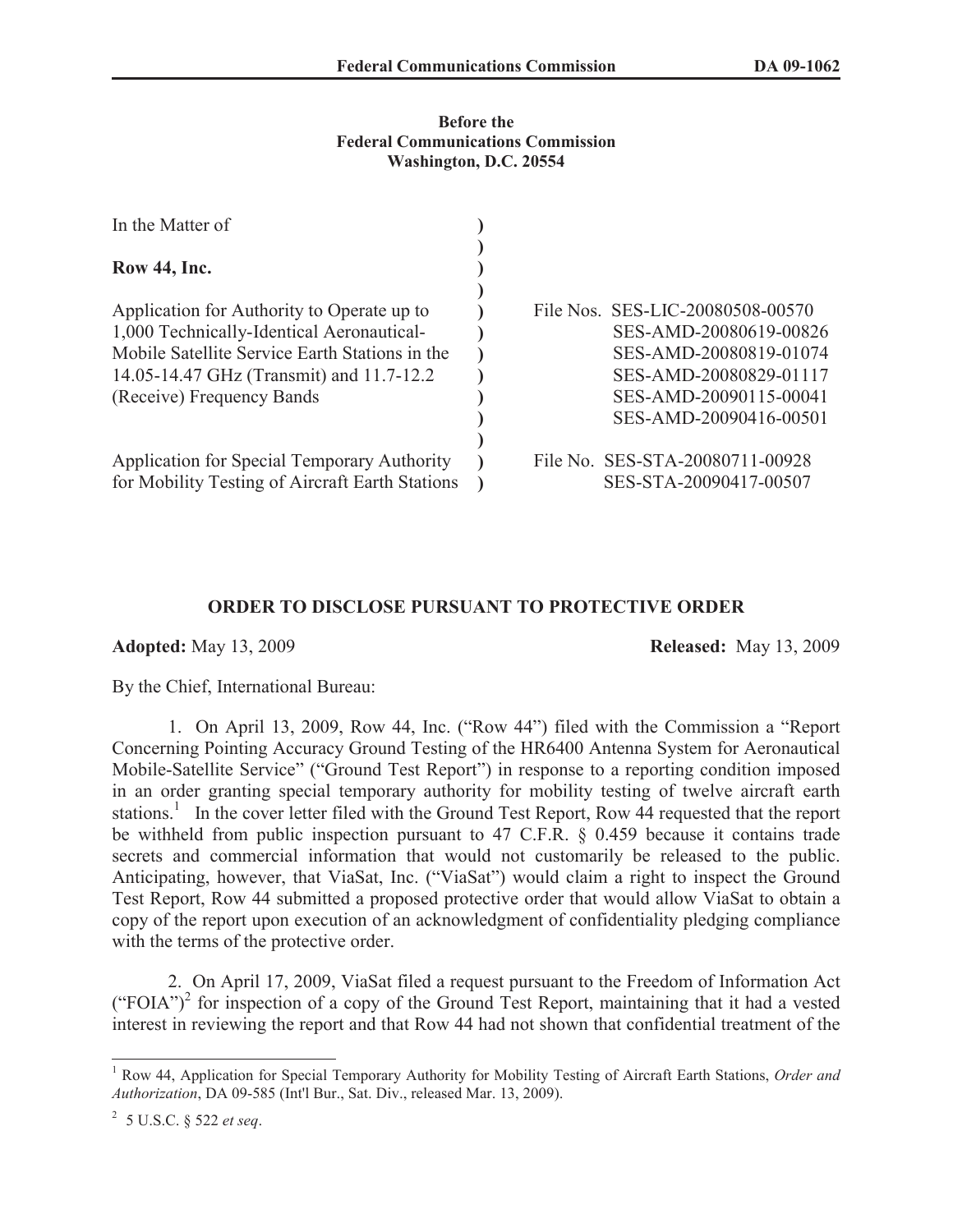**Before the**
**Federal Communications Commission**
**Washington, D.C. 20554**

| | | |
|---|---|---|
| In the Matter of | ) | |
| | ) | |
| **Row 44, Inc.** | ) | |
| | ) | |
| Application for Authority to Operate up to 1,000 Technically-Identical Aeronautical-Mobile Satellite Service Earth Stations in the 14.05-14.47 GHz (Transmit) and 11.7-12.2 (Receive) Frequency Bands | ) | File Nos. SES-LIC-20080508-00570 SES-AMD-20080619-00826 SES-AMD-20080819-01074 SES-AMD-20080829-01117 SES-AMD-20090115-00041 SES-AMD-20090416-00501 |
| | ) | |
| Application for Special Temporary Authority for Mobility Testing of Aircraft Earth Stations | ) | File No. SES-STA-20080711-00928 SES-STA-20090417-00507 |

## ORDER TO DISCLOSE PURSUANT TO PROTECTIVE ORDER

**Adopted:** May 13, 2009 **Released:** May 13, 2009

By the Chief, International Bureau:

1. On April 13, 2009, Row 44, Inc. ("Row 44") filed with the Commission a "Report Concerning Pointing Accuracy Ground Testing of the HR6400 Antenna System for Aeronautical Mobile-Satellite Service" ("Ground Test Report") in response to a reporting condition imposed in an order granting special temporary authority for mobility testing of twelve aircraft earth stations.[1] In the cover letter filed with the Ground Test Report, Row 44 requested that the report be withheld from public inspection pursuant to 47 C.F.R. § 0.459 because it contains trade secrets and commercial information that would not customarily be released to the public. Anticipating, however, that ViaSat, Inc. ("ViaSat") would claim a right to inspect the Ground Test Report, Row 44 submitted a proposed protective order that would allow ViaSat to obtain a copy of the report upon execution of an acknowledgment of confidentiality pledging compliance with the terms of the protective order.

2. On April 17, 2009, ViaSat filed a request pursuant to the Freedom of Information Act ("FOIA")[2] for inspection of a copy of the Ground Test Report, maintaining that it had a vested interest in reviewing the report and that Row 44 had not shown that confidential treatment of the

---

[1] Row 44, Application for Special Temporary Authority for Mobility Testing of Aircraft Earth Stations, *Order and Authorization*, DA 09-585 (Int'l Bur., Sat. Div., released Mar. 13, 2009).

[2] 5 U.S.C. § 522 *et seq*.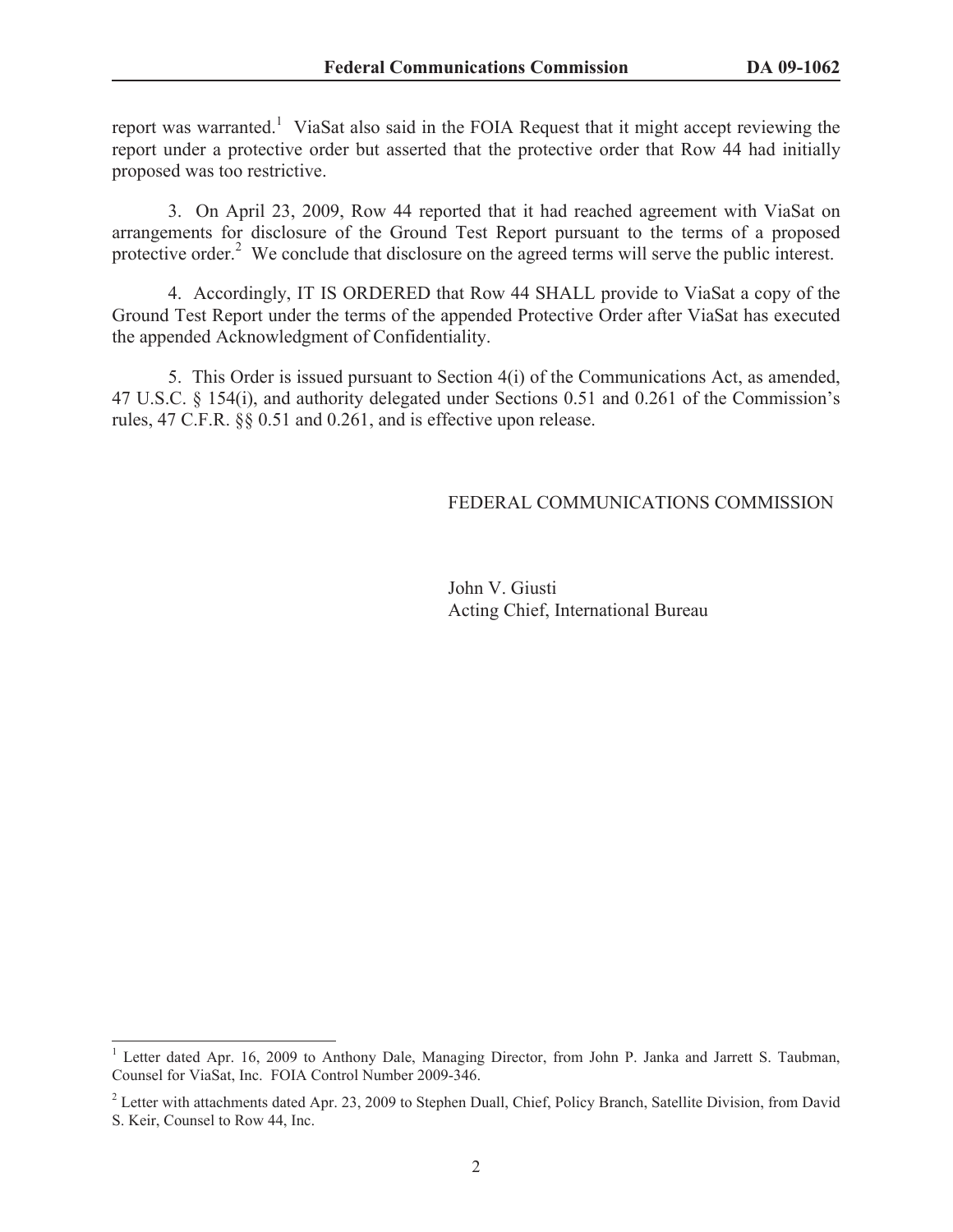report was warranted.[1] ViaSat also said in the FOIA Request that it might accept reviewing the report under a protective order but asserted that the protective order that Row 44 had initially proposed was too restrictive.

3. On April 23, 2009, Row 44 reported that it had reached agreement with ViaSat on arrangements for disclosure of the Ground Test Report pursuant to the terms of a proposed protective order.[2] We conclude that disclosure on the agreed terms will serve the public interest.

4. Accordingly, IT IS ORDERED that Row 44 SHALL provide to ViaSat a copy of the Ground Test Report under the terms of the appended Protective Order after ViaSat has executed the appended Acknowledgment of Confidentiality.

5. This Order is issued pursuant to Section 4(i) of the Communications Act, as amended, 47 U.S.C. § 154(i), and authority delegated under Sections 0.51 and 0.261 of the Commission's rules, 47 C.F.R. §§ 0.51 and 0.261, and is effective upon release.

FEDERAL COMMUNICATIONS COMMISSION

John V. Giusti
Acting Chief, International Bureau

---

[1] Letter dated Apr. 16, 2009 to Anthony Dale, Managing Director, from John P. Janka and Jarrett S. Taubman, Counsel for ViaSat, Inc. FOIA Control Number 2009-346.

[2] Letter with attachments dated Apr. 23, 2009 to Stephen Duall, Chief, Policy Branch, Satellite Division, from David S. Keir, Counsel to Row 44, Inc.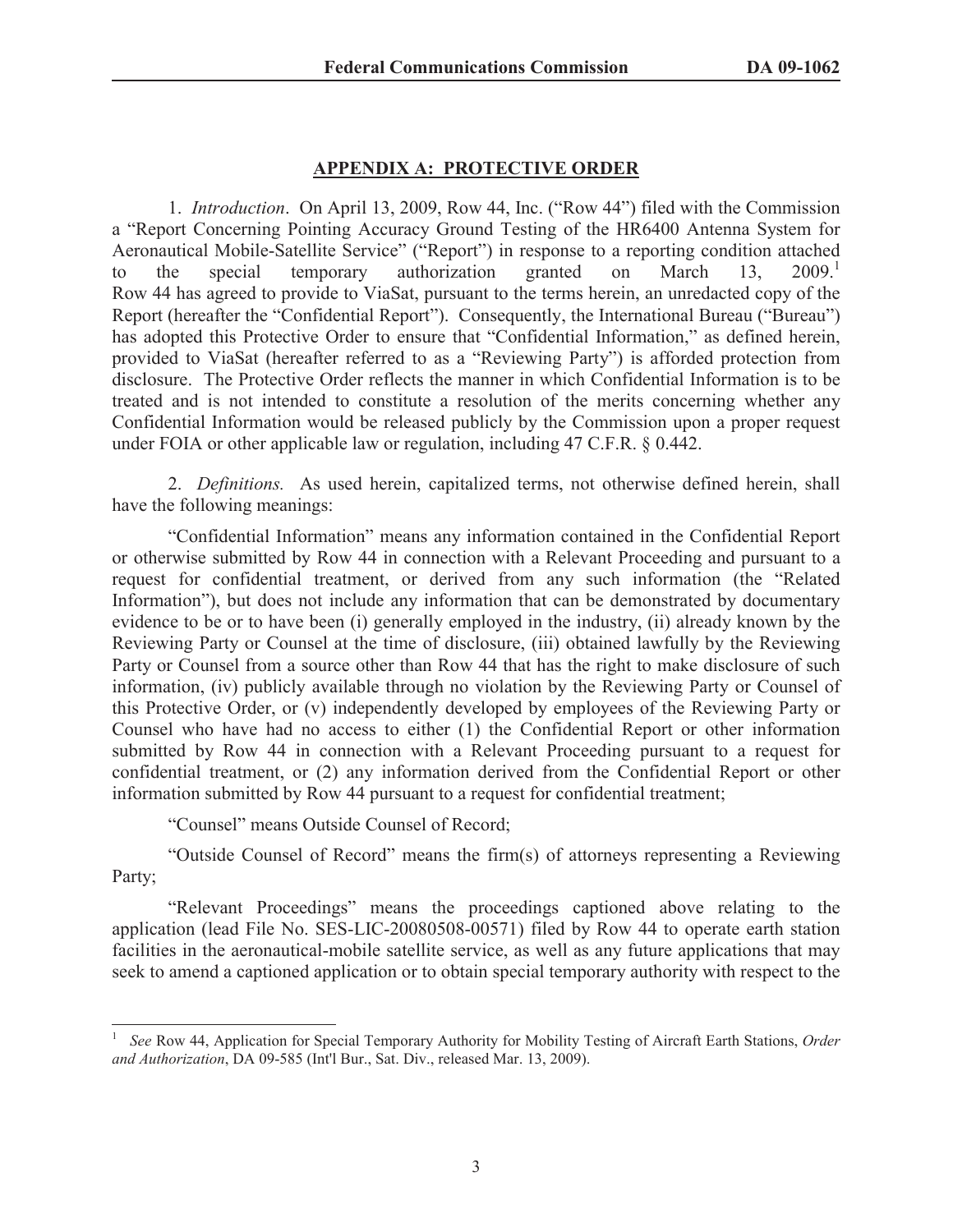## APPENDIX A: PROTECTIVE ORDER

1. *Introduction*. On April 13, 2009, Row 44, Inc. ("Row 44") filed with the Commission a "Report Concerning Pointing Accuracy Ground Testing of the HR6400 Antenna System for Aeronautical Mobile-Satellite Service" ("Report") in response to a reporting condition attached to the special temporary authorization granted on March 13, 2009.[1] Row 44 has agreed to provide to ViaSat, pursuant to the terms herein, an unredacted copy of the Report (hereafter the "Confidential Report"). Consequently, the International Bureau ("Bureau") has adopted this Protective Order to ensure that "Confidential Information," as defined herein, provided to ViaSat (hereafter referred to as a "Reviewing Party") is afforded protection from disclosure. The Protective Order reflects the manner in which Confidential Information is to be treated and is not intended to constitute a resolution of the merits concerning whether any Confidential Information would be released publicly by the Commission upon a proper request under FOIA or other applicable law or regulation, including 47 C.F.R. § 0.442.

2. *Definitions.* As used herein, capitalized terms, not otherwise defined herein, shall have the following meanings:

"Confidential Information" means any information contained in the Confidential Report or otherwise submitted by Row 44 in connection with a Relevant Proceeding and pursuant to a request for confidential treatment, or derived from any such information (the "Related Information"), but does not include any information that can be demonstrated by documentary evidence to be or to have been (i) generally employed in the industry, (ii) already known by the Reviewing Party or Counsel at the time of disclosure, (iii) obtained lawfully by the Reviewing Party or Counsel from a source other than Row 44 that has the right to make disclosure of such information, (iv) publicly available through no violation by the Reviewing Party or Counsel of this Protective Order, or (v) independently developed by employees of the Reviewing Party or Counsel who have had no access to either (1) the Confidential Report or other information submitted by Row 44 in connection with a Relevant Proceeding pursuant to a request for confidential treatment, or (2) any information derived from the Confidential Report or other information submitted by Row 44 pursuant to a request for confidential treatment;

"Counsel" means Outside Counsel of Record;

"Outside Counsel of Record" means the firm(s) of attorneys representing a Reviewing Party;

"Relevant Proceedings" means the proceedings captioned above relating to the application (lead File No. SES-LIC-20080508-00571) filed by Row 44 to operate earth station facilities in the aeronautical-mobile satellite service, as well as any future applications that may seek to amend a captioned application or to obtain special temporary authority with respect to the

[1] *See* Row 44, Application for Special Temporary Authority for Mobility Testing of Aircraft Earth Stations, *Order and Authorization*, DA 09-585 (Int'l Bur., Sat. Div., released Mar. 13, 2009).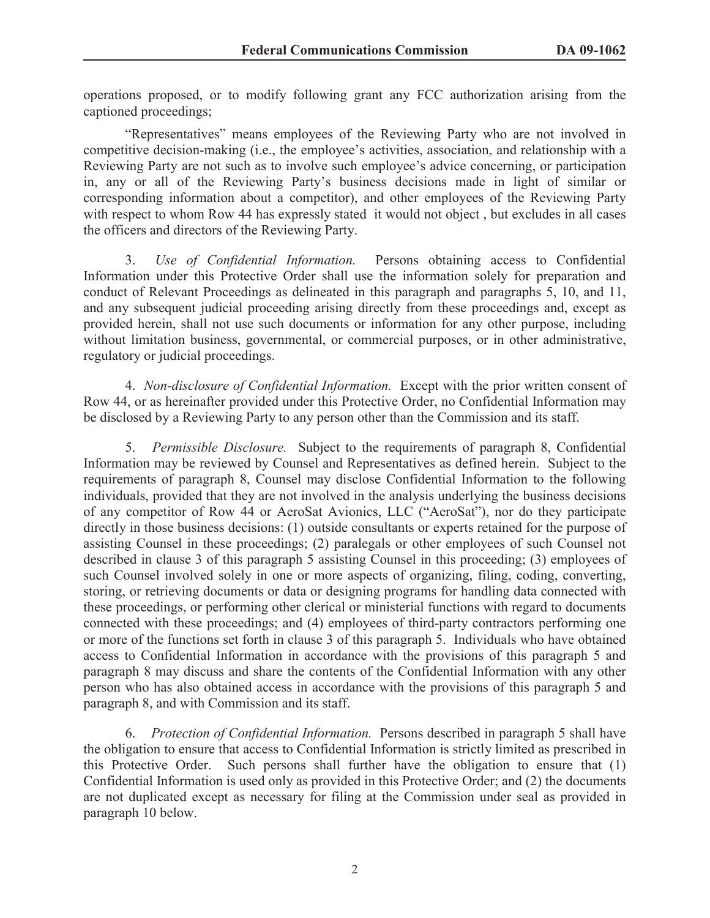operations proposed, or to modify following grant any FCC authorization arising from the captioned proceedings;

"Representatives" means employees of the Reviewing Party who are not involved in competitive decision-making (i.e., the employee's activities, association, and relationship with a Reviewing Party are not such as to involve such employee's advice concerning, or participation in, any or all of the Reviewing Party's business decisions made in light of similar or corresponding information about a competitor), and other employees of the Reviewing Party with respect to whom Row 44 has expressly stated it would not object , but excludes in all cases the officers and directors of the Reviewing Party.

3. *Use of Confidential Information.* Persons obtaining access to Confidential Information under this Protective Order shall use the information solely for preparation and conduct of Relevant Proceedings as delineated in this paragraph and paragraphs 5, 10, and 11, and any subsequent judicial proceeding arising directly from these proceedings and, except as provided herein, shall not use such documents or information for any other purpose, including without limitation business, governmental, or commercial purposes, or in other administrative, regulatory or judicial proceedings.

4. *Non-disclosure of Confidential Information.* Except with the prior written consent of Row 44, or as hereinafter provided under this Protective Order, no Confidential Information may be disclosed by a Reviewing Party to any person other than the Commission and its staff.

5. *Permissible Disclosure.* Subject to the requirements of paragraph 8, Confidential Information may be reviewed by Counsel and Representatives as defined herein. Subject to the requirements of paragraph 8, Counsel may disclose Confidential Information to the following individuals, provided that they are not involved in the analysis underlying the business decisions of any competitor of Row 44 or AeroSat Avionics, LLC ("AeroSat"), nor do they participate directly in those business decisions: (1) outside consultants or experts retained for the purpose of assisting Counsel in these proceedings; (2) paralegals or other employees of such Counsel not described in clause 3 of this paragraph 5 assisting Counsel in this proceeding; (3) employees of such Counsel involved solely in one or more aspects of organizing, filing, coding, converting, storing, or retrieving documents or data or designing programs for handling data connected with these proceedings, or performing other clerical or ministerial functions with regard to documents connected with these proceedings; and (4) employees of third-party contractors performing one or more of the functions set forth in clause 3 of this paragraph 5. Individuals who have obtained access to Confidential Information in accordance with the provisions of this paragraph 5 and paragraph 8 may discuss and share the contents of the Confidential Information with any other person who has also obtained access in accordance with the provisions of this paragraph 5 and paragraph 8, and with Commission and its staff.

6. *Protection of Confidential Information.* Persons described in paragraph 5 shall have the obligation to ensure that access to Confidential Information is strictly limited as prescribed in this Protective Order. Such persons shall further have the obligation to ensure that (1) Confidential Information is used only as provided in this Protective Order; and (2) the documents are not duplicated except as necessary for filing at the Commission under seal as provided in paragraph 10 below.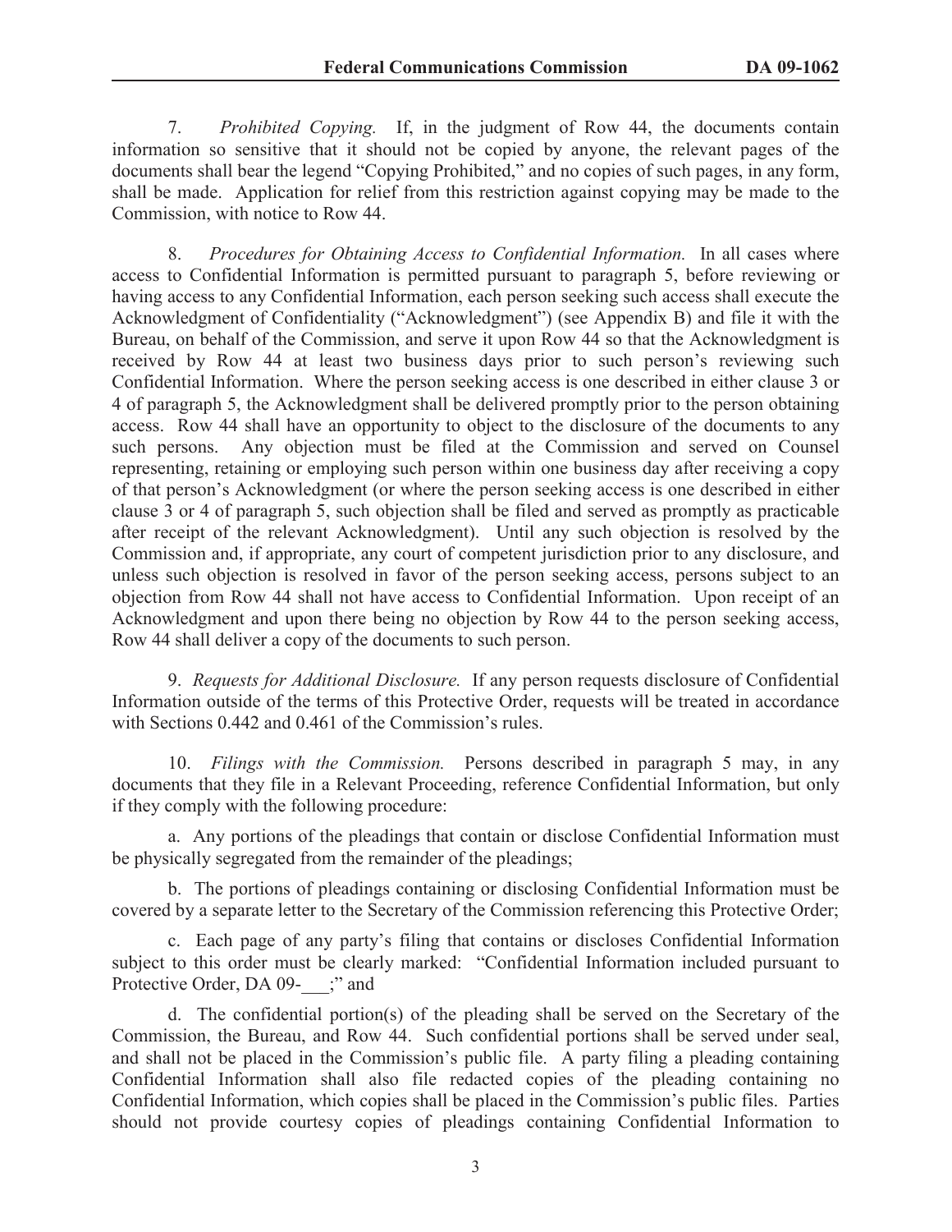7. *Prohibited Copying.* If, in the judgment of Row 44, the documents contain information so sensitive that it should not be copied by anyone, the relevant pages of the documents shall bear the legend "Copying Prohibited," and no copies of such pages, in any form, shall be made. Application for relief from this restriction against copying may be made to the Commission, with notice to Row 44.

8. *Procedures for Obtaining Access to Confidential Information.* In all cases where access to Confidential Information is permitted pursuant to paragraph 5, before reviewing or having access to any Confidential Information, each person seeking such access shall execute the Acknowledgment of Confidentiality ("Acknowledgment") (see Appendix B) and file it with the Bureau, on behalf of the Commission, and serve it upon Row 44 so that the Acknowledgment is received by Row 44 at least two business days prior to such person's reviewing such Confidential Information. Where the person seeking access is one described in either clause 3 or 4 of paragraph 5, the Acknowledgment shall be delivered promptly prior to the person obtaining access. Row 44 shall have an opportunity to object to the disclosure of the documents to any such persons. Any objection must be filed at the Commission and served on Counsel representing, retaining or employing such person within one business day after receiving a copy of that person's Acknowledgment (or where the person seeking access is one described in either clause 3 or 4 of paragraph 5, such objection shall be filed and served as promptly as practicable after receipt of the relevant Acknowledgment). Until any such objection is resolved by the Commission and, if appropriate, any court of competent jurisdiction prior to any disclosure, and unless such objection is resolved in favor of the person seeking access, persons subject to an objection from Row 44 shall not have access to Confidential Information. Upon receipt of an Acknowledgment and upon there being no objection by Row 44 to the person seeking access, Row 44 shall deliver a copy of the documents to such person.

9. *Requests for Additional Disclosure.* If any person requests disclosure of Confidential Information outside of the terms of this Protective Order, requests will be treated in accordance with Sections 0.442 and 0.461 of the Commission's rules.

10. *Filings with the Commission.* Persons described in paragraph 5 may, in any documents that they file in a Relevant Proceeding, reference Confidential Information, but only if they comply with the following procedure:

a. Any portions of the pleadings that contain or disclose Confidential Information must be physically segregated from the remainder of the pleadings;

b. The portions of pleadings containing or disclosing Confidential Information must be covered by a separate letter to the Secretary of the Commission referencing this Protective Order;

c. Each page of any party's filing that contains or discloses Confidential Information subject to this order must be clearly marked: "Confidential Information included pursuant to Protective Order, DA 09-___;" and

d. The confidential portion(s) of the pleading shall be served on the Secretary of the Commission, the Bureau, and Row 44. Such confidential portions shall be served under seal, and shall not be placed in the Commission's public file. A party filing a pleading containing Confidential Information shall also file redacted copies of the pleading containing no Confidential Information, which copies shall be placed in the Commission's public files. Parties should not provide courtesy copies of pleadings containing Confidential Information to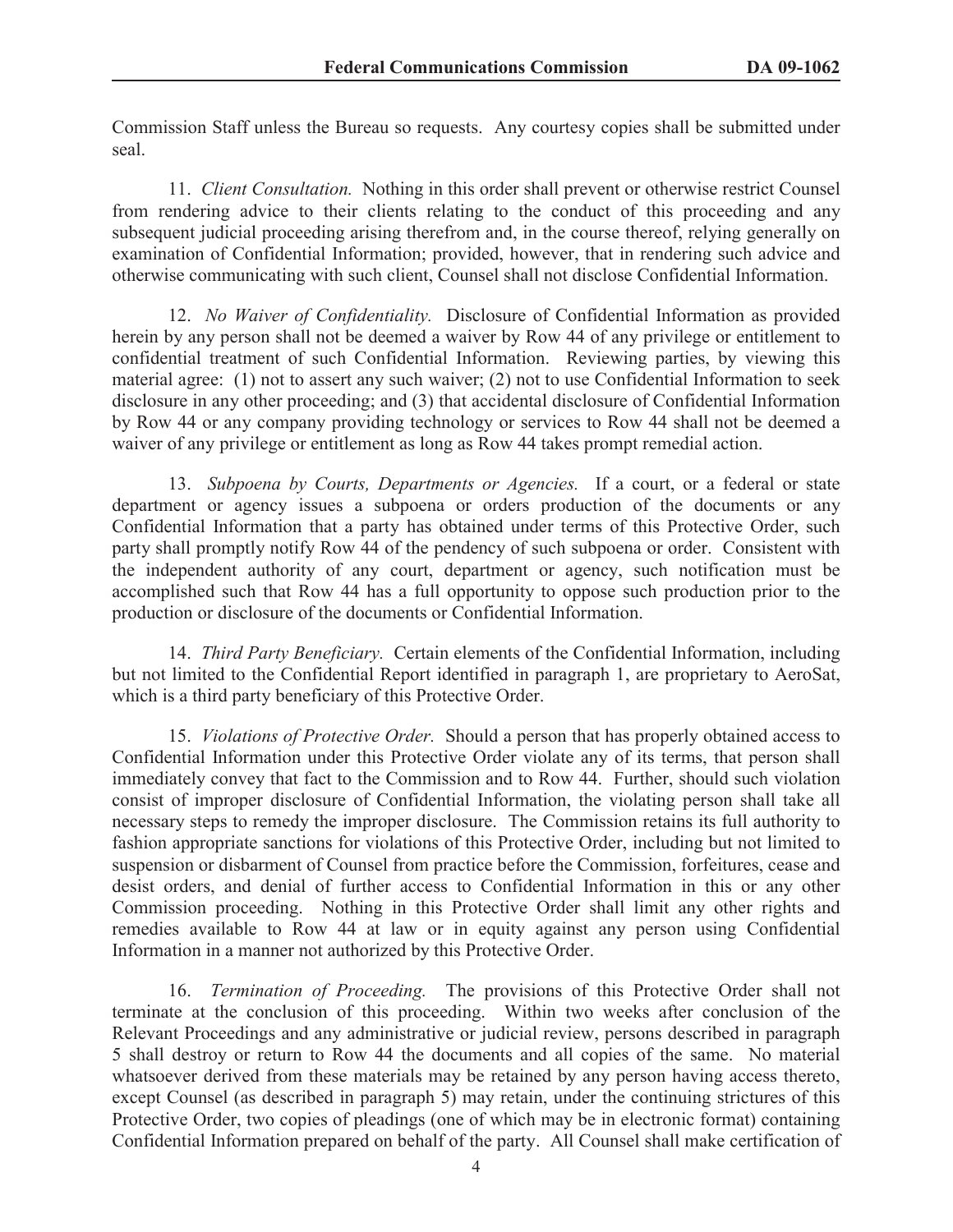Commission Staff unless the Bureau so requests. Any courtesy copies shall be submitted under seal.

11. *Client Consultation.* Nothing in this order shall prevent or otherwise restrict Counsel from rendering advice to their clients relating to the conduct of this proceeding and any subsequent judicial proceeding arising therefrom and, in the course thereof, relying generally on examination of Confidential Information; provided, however, that in rendering such advice and otherwise communicating with such client, Counsel shall not disclose Confidential Information.

12. *No Waiver of Confidentiality.* Disclosure of Confidential Information as provided herein by any person shall not be deemed a waiver by Row 44 of any privilege or entitlement to confidential treatment of such Confidential Information. Reviewing parties, by viewing this material agree: (1) not to assert any such waiver; (2) not to use Confidential Information to seek disclosure in any other proceeding; and (3) that accidental disclosure of Confidential Information by Row 44 or any company providing technology or services to Row 44 shall not be deemed a waiver of any privilege or entitlement as long as Row 44 takes prompt remedial action.

13. *Subpoena by Courts, Departments or Agencies.* If a court, or a federal or state department or agency issues a subpoena or orders production of the documents or any Confidential Information that a party has obtained under terms of this Protective Order, such party shall promptly notify Row 44 of the pendency of such subpoena or order. Consistent with the independent authority of any court, department or agency, such notification must be accomplished such that Row 44 has a full opportunity to oppose such production prior to the production or disclosure of the documents or Confidential Information.

14. *Third Party Beneficiary.* Certain elements of the Confidential Information, including but not limited to the Confidential Report identified in paragraph 1, are proprietary to AeroSat, which is a third party beneficiary of this Protective Order.

15. *Violations of Protective Order.* Should a person that has properly obtained access to Confidential Information under this Protective Order violate any of its terms, that person shall immediately convey that fact to the Commission and to Row 44. Further, should such violation consist of improper disclosure of Confidential Information, the violating person shall take all necessary steps to remedy the improper disclosure. The Commission retains its full authority to fashion appropriate sanctions for violations of this Protective Order, including but not limited to suspension or disbarment of Counsel from practice before the Commission, forfeitures, cease and desist orders, and denial of further access to Confidential Information in this or any other Commission proceeding. Nothing in this Protective Order shall limit any other rights and remedies available to Row 44 at law or in equity against any person using Confidential Information in a manner not authorized by this Protective Order.

16. *Termination of Proceeding.* The provisions of this Protective Order shall not terminate at the conclusion of this proceeding. Within two weeks after conclusion of the Relevant Proceedings and any administrative or judicial review, persons described in paragraph 5 shall destroy or return to Row 44 the documents and all copies of the same. No material whatsoever derived from these materials may be retained by any person having access thereto, except Counsel (as described in paragraph 5) may retain, under the continuing strictures of this Protective Order, two copies of pleadings (one of which may be in electronic format) containing Confidential Information prepared on behalf of the party. All Counsel shall make certification of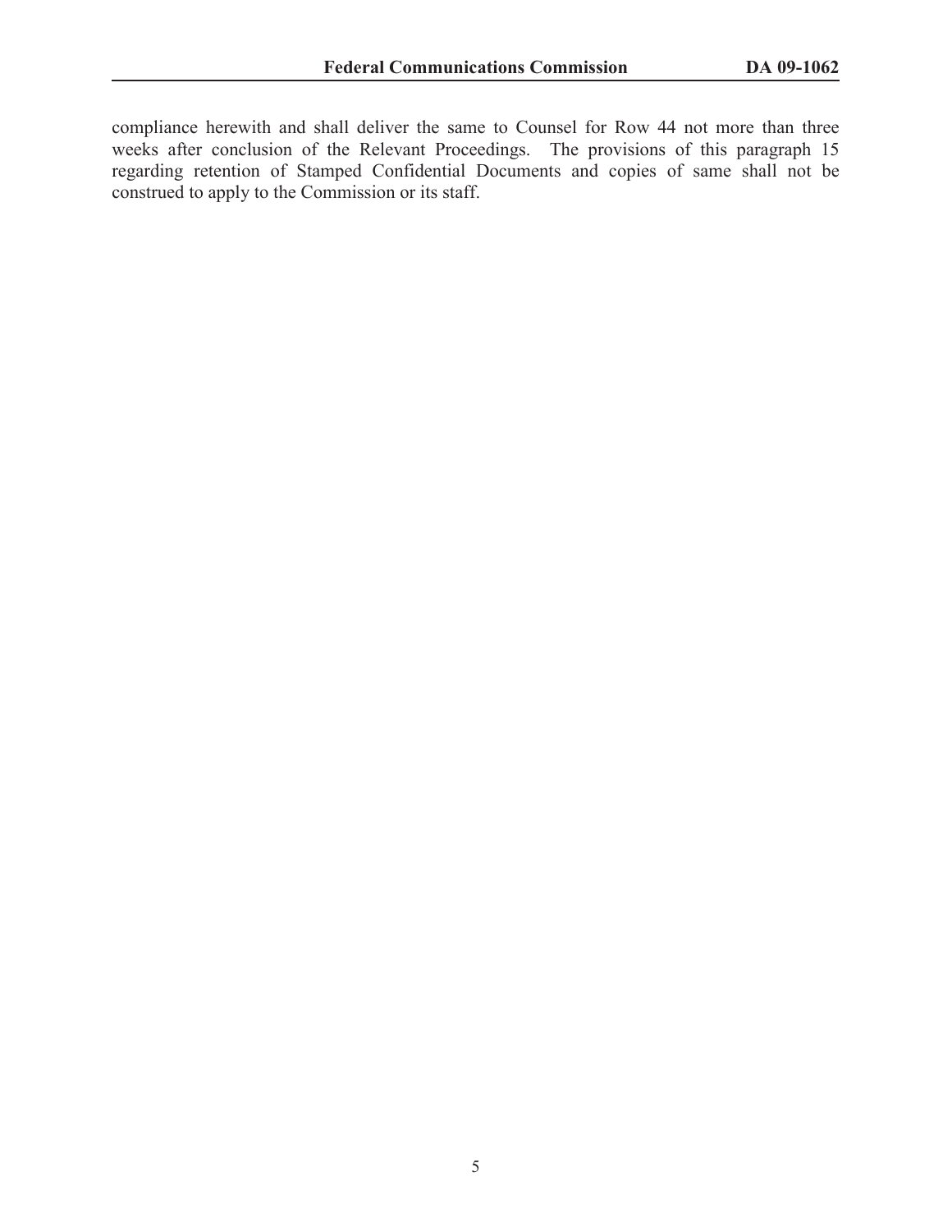compliance herewith and shall deliver the same to Counsel for Row 44 not more than three weeks after conclusion of the Relevant Proceedings. The provisions of this paragraph 15 regarding retention of Stamped Confidential Documents and copies of same shall not be construed to apply to the Commission or its staff.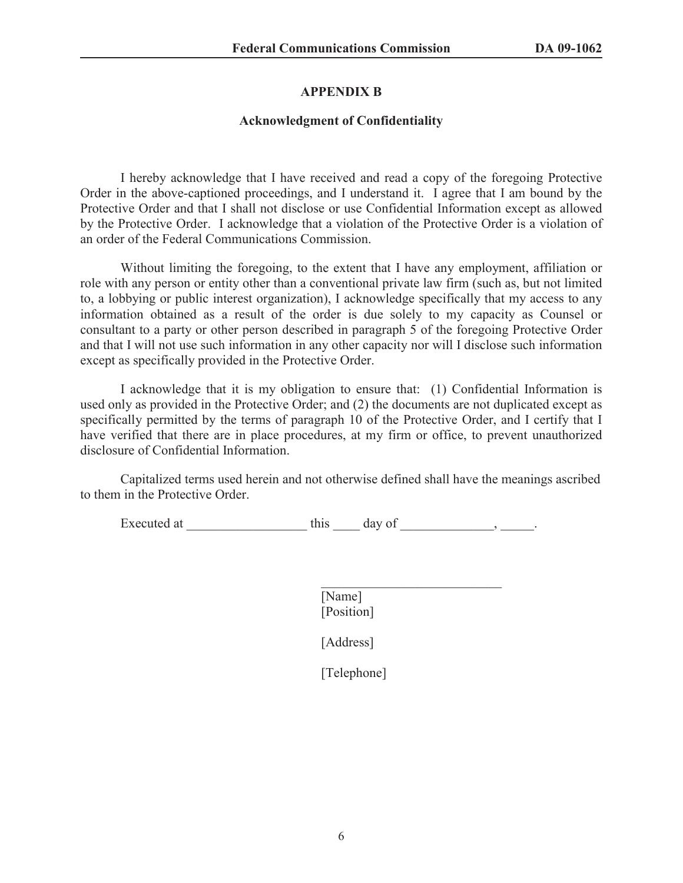## APPENDIX B

### Acknowledgment of Confidentiality

I hereby acknowledge that I have received and read a copy of the foregoing Protective Order in the above-captioned proceedings, and I understand it. I agree that I am bound by the Protective Order and that I shall not disclose or use Confidential Information except as allowed by the Protective Order. I acknowledge that a violation of the Protective Order is a violation of an order of the Federal Communications Commission.

Without limiting the foregoing, to the extent that I have any employment, affiliation or role with any person or entity other than a conventional private law firm (such as, but not limited to, a lobbying or public interest organization), I acknowledge specifically that my access to any information obtained as a result of the order is due solely to my capacity as Counsel or consultant to a party or other person described in paragraph 5 of the foregoing Protective Order and that I will not use such information in any other capacity nor will I disclose such information except as specifically provided in the Protective Order.

I acknowledge that it is my obligation to ensure that: (1) Confidential Information is used only as provided in the Protective Order; and (2) the documents are not duplicated except as specifically permitted by the terms of paragraph 10 of the Protective Order, and I certify that I have verified that there are in place procedures, at my firm or office, to prevent unauthorized disclosure of Confidential Information.

Capitalized terms used herein and not otherwise defined shall have the meanings ascribed to them in the Protective Order.

Executed at __________________ this ____ day of ______________, _____.

____________________________
[Name]
[Position]

[Address]

[Telephone]